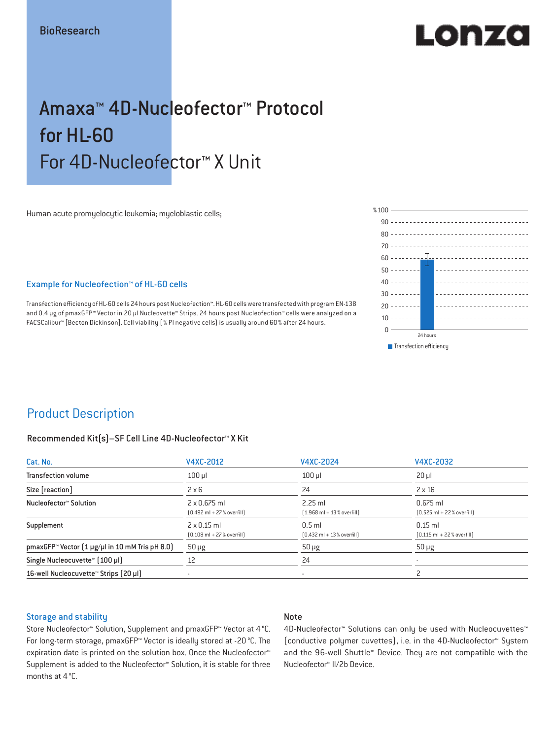BioResearch

# Amaxa™ 4D-Nucleofector™ Protocol for HL-60

## For 4D-Nucleofector™ X Unit

Human acute promyelocytic leukemia; myeloblastic cells;

### Example for Nucleofection™ of HL-60 cells

Transfection efficiency of HL-60 cells 24 hours post Nucleofection™. HL-60 cells were transfected with program EN-138 and 0.4 µg of pmaxGFP™ Vector in 20 µl Nucleovette™ Strips. 24 hours post Nucleofection™ cells were analyzed on a FACSCalibur™ [Becton Dickinson]. Cell viability (% PI negative cells) is usually around 60% after 24 hours.

## Product Description

### Recommended Kit(s)–SF Cell Line 4D-Nucleofector™ X Kit

| Cat. No. | V4XC-2012 | V4XC-2024 | V4XC-2032 |
|---|---|---|---|
| Transfection volume | 100 µl | 100 µl | 20 µl |
| Size [reaction] | 2 x 6 | 24 | 2 x 16 |
| Nucleofector™ Solution | 2 x 0.675 ml (0.492 ml + 27% overfill) | 2.25 ml (1.968 ml + 13% overfill) | 0.675 ml (0.525 ml + 22% overfill) |
| Supplement | 2 x 0.15 ml (0.108 ml + 27% overfill) | 0.5 ml (0.432 ml + 13% overfill) | 0.15 ml (0.115 ml + 22% overfill) |
| pmaxGFP™ Vector (1 µg/µl in 10 mM Tris pH 8.0) | 50 µg | 50 µg | 50 µg |
| Single Nucleocuvette™ (100 µl) | 12 | 24 | - |
| 16-well Nucleocuvette™ Strips (20 µl) | - | - | 2 |

### Storage and stability

Store Nucleofector™ Solution, Supplement and pmaxGFP™ Vector at 4°C. For long-term storage, pmaxGFP™ Vector is ideally stored at -20°C. The expiration date is printed on the solution box. Once the Nucleofector™ Supplement is added to the Nucleofector™ Solution, it is stable for three months at 4°C.

### Note

4D-Nucleofector™ Solutions can only be used with Nucleocuvettes™ (conductive polymer cuvettes), i.e. in the 4D-Nucleofector™ System and the 96-well Shuttle™ Device. They are not compatible with the Nucleofector™ II/2b Device.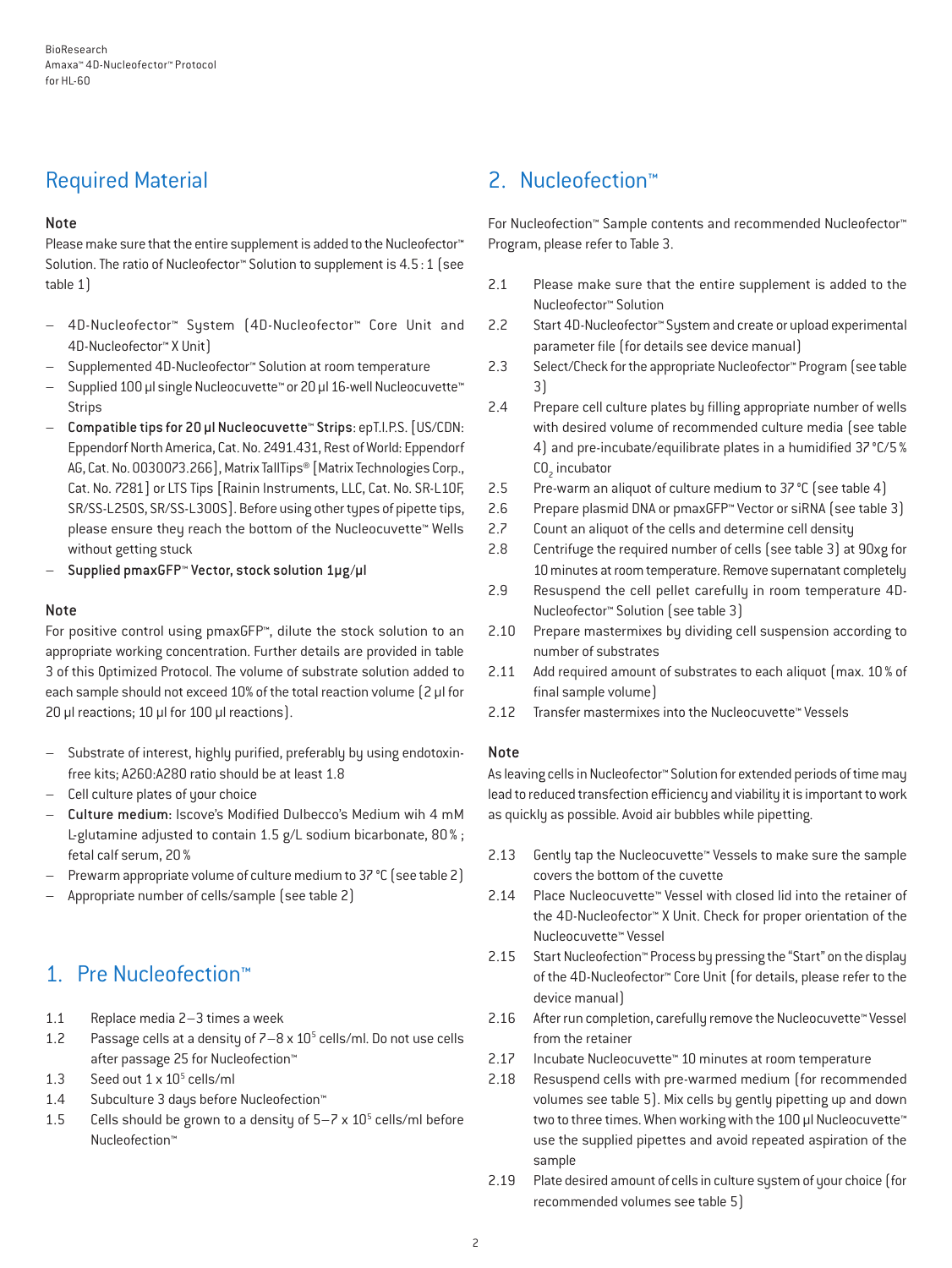## Required Material

### Note

Please make sure that the entire supplement is added to the Nucleofector™ Solution. The ratio of Nucleofector™ Solution to supplement is 4.5 : 1 (see table 1)

- 4D-Nucleofector™ System (4D-Nucleofector™ Core Unit and 4D-Nucleofector™ X Unit)
- Supplemented 4D-Nucleofector™ Solution at room temperature
- Supplied 100 µl single Nucleocuvette™ or 20 µl 16-well Nucleocuvette™ Strips
- **Compatible tips for 20 µl Nucleocuvette™ Strips**: epT.I.P.S. [US/CDN: Eppendorf North America, Cat. No. 2491.431, Rest of World: Eppendorf AG, Cat. No. 0030073.266], Matrix TallTips® [Matrix Technologies Corp., Cat. No. 7281] or LTS Tips [Rainin Instruments, LLC, Cat. No. SR-L10F, SR/SS-L250S, SR/SS-L300S]. Before using other types of pipette tips, please ensure they reach the bottom of the Nucleocuvette™ Wells without getting stuck
- **Supplied pmaxGFP™ Vector, stock solution 1µg/µl**

### Note

For positive control using pmaxGFP™, dilute the stock solution to an appropriate working concentration. Further details are provided in table 3 of this Optimized Protocol. The volume of substrate solution added to each sample should not exceed 10% of the total reaction volume (2 µl for 20 µl reactions; 10 µl for 100 µl reactions).

- Substrate of interest, highly purified, preferably by using endotoxin-free kits; A260:A280 ratio should be at least 1.8
- Cell culture plates of your choice
- **Culture medium**: Iscove's Modified Dulbecco's Medium wih 4 mM L-glutamine adjusted to contain 1.5 g/L sodium bicarbonate, 80 % ; fetal calf serum, 20 %
- Prewarm appropriate volume of culture medium to 37 °C (see table 2)
- Appropriate number of cells/sample (see table 2)

## 1. Pre Nucleofection™

1.1 Replace media 2–3 times a week

1.2 Passage cells at a density of 7–8 x $10^5$ cells/ml. Do not use cells after passage 25 for Nucleofection™

1.3 Seed out 1 x $10^5$ cells/ml

1.4 Subculture 3 days before Nucleofection™

1.5 Cells should be grown to a density of 5–7 x $10^5$ cells/ml before Nucleofection™

## 2. Nucleofection™

For Nucleofection™ Sample contents and recommended Nucleofector™ Program, please refer to Table 3.

2.1 Please make sure that the entire supplement is added to the Nucleofector™ Solution

2.2 Start 4D-Nucleofector™ System and create or upload experimental parameter file (for details see device manual)

2.3 Select/Check for the appropriate Nucleofector™ Program (see table 3)

2.4 Prepare cell culture plates by filling appropriate number of wells with desired volume of recommended culture media (see table 4) and pre-incubate/equilibrate plates in a humidified 37 °C/5 % $CO_2$ incubator

2.5 Pre-warm an aliquot of culture medium to 37 °C (see table 4)

2.6 Prepare plasmid DNA or pmaxGFP™ Vector or siRNA (see table 3)

2.7 Count an aliquot of the cells and determine cell density

2.8 Centrifuge the required number of cells (see table 3) at 90xg for 10 minutes at room temperature. Remove supernatant completely

2.9 Resuspend the cell pellet carefully in room temperature 4D-Nucleofector™ Solution (see table 3)

2.10 Prepare mastermixes by dividing cell suspension according to number of substrates

2.11 Add required amount of substrates to each aliquot (max. 10 % of final sample volume)

2.12 Transfer mastermixes into the Nucleocuvette™ Vessels

### Note

As leaving cells in Nucleofector™ Solution for extended periods of time may lead to reduced transfection efficiency and viability it is important to work as quickly as possible. Avoid air bubbles while pipetting.

2.13 Gently tap the Nucleocuvette™ Vessels to make sure the sample covers the bottom of the cuvette

2.14 Place Nucleocuvette™ Vessel with closed lid into the retainer of the 4D-Nucleofector™ X Unit. Check for proper orientation of the Nucleocuvette™ Vessel

2.15 Start Nucleofection™ Process by pressing the "Start" on the display of the 4D-Nucleofector™ Core Unit (for details, please refer to the device manual)

2.16 After run completion, carefully remove the Nucleocuvette™ Vessel from the retainer

2.17 Incubate Nucleocuvette™ 10 minutes at room temperature

2.18 Resuspend cells with pre-warmed medium (for recommended volumes see table 5). Mix cells by gently pipetting up and down two to three times. When working with the 100 µl Nucleocuvette™ use the supplied pipettes and avoid repeated aspiration of the sample

2.19 Plate desired amount of cells in culture system of your choice (for recommended volumes see table 5)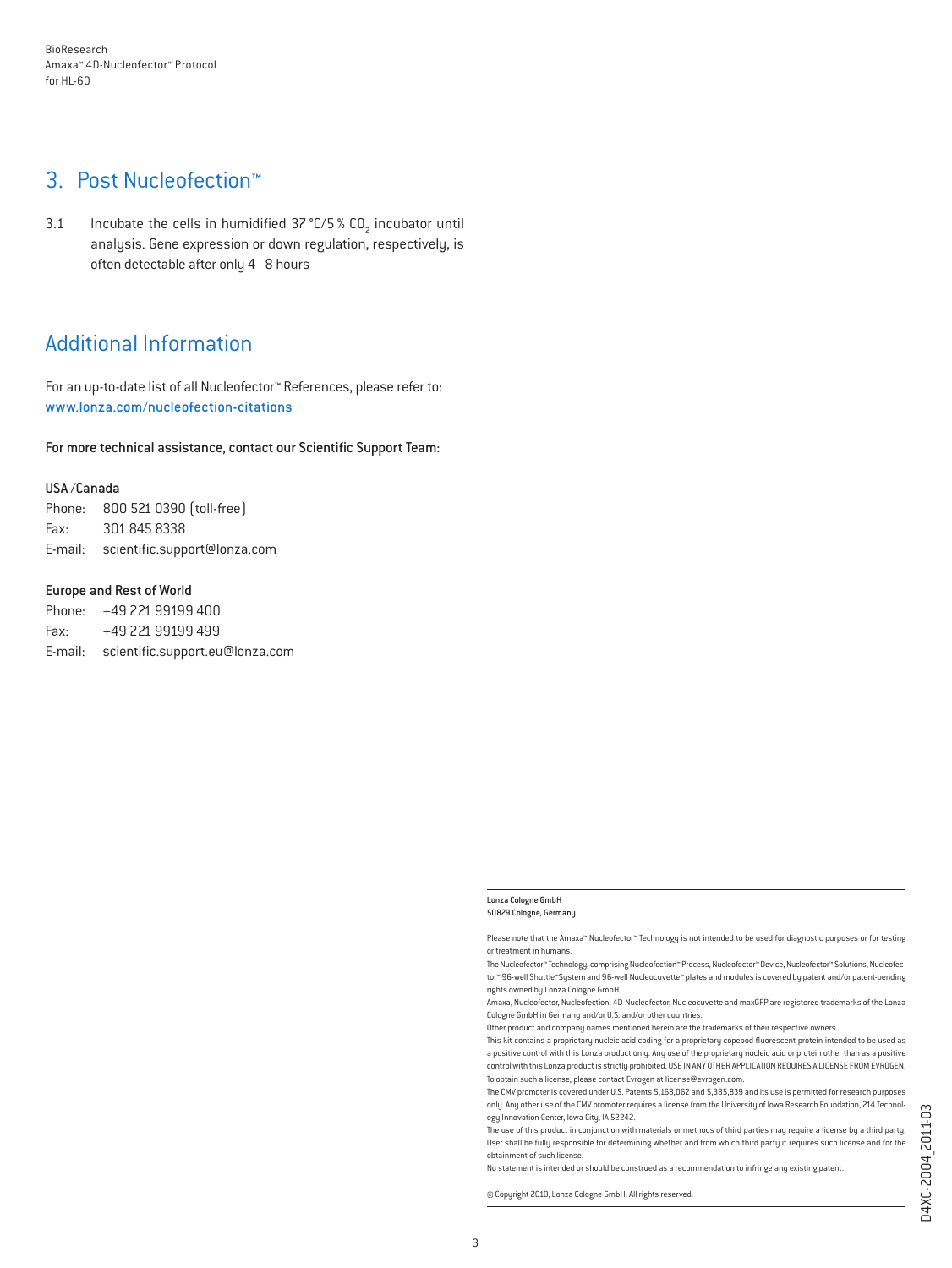## 3. Post Nucleofection™

3.1 Incubate the cells in humidified 37 °C/5 % $CO_2$ incubator until analysis. Gene expression or down regulation, respectively, is often detectable after only 4–8 hours

## Additional Information

For an up-to-date list of all Nucleofector™ References, please refer to: www.lonza.com/nucleofection-citations

For more technical assistance, contact our Scientific Support Team:

**USA /Canada**
Phone: 800 521 0390 (toll-free)
Fax: 301 845 8338
E-mail: scientific.support@lonza.com

**Europe and Rest of World**
Phone: +49 221 99199 400
Fax: +49 221 99199 499
E-mail: scientific.support.eu@lonza.com

**Lonza Cologne GmbH**
**50829 Cologne, Germany**

Please note that the Amaxa™ Nucleofector™ Technology is not intended to be used for diagnostic purposes or for testing or treatment in humans.

The Nucleofector™ Technology, comprising Nucleofection™ Process, Nucleofector™ Device, Nucleofector™ Solutions, Nucleofector™ 96-well Shuttle™System and 96-well Nucleocuvette™ plates and modules is covered by patent and/or patent-pending rights owned by Lonza Cologne GmbH.

Amaxa, Nucleofector, Nucleofection, 4D-Nucleofector, Nucleocuvette and maxGFP are registered trademarks of the Lonza Cologne GmbH in Germany and/or U.S. and/or other countries.

Other product and company names mentioned herein are the trademarks of their respective owners.

This kit contains a proprietary nucleic acid coding for a proprietary copepod fluorescent protein intended to be used as a positive control with this Lonza product only. Any use of the proprietary nucleic acid or protein other than as a positive control with this Lonza product is strictly prohibited. USE IN ANY OTHER APPLICATION REQUIRES A LICENSE FROM EVROGEN. To obtain such a license, please contact Evrogen at license@evrogen.com.

The CMV promoter is covered under U.S. Patents 5,168,062 and 5,385,839 and its use is permitted for research purposes only. Any other use of the CMV promoter requires a license from the University of Iowa Research Foundation, 214 Technology Innovation Center, Iowa City, IA 52242.

The use of this product in conjunction with materials or methods of third parties may require a license by a third party. User shall be fully responsible for determining whether and from which third party it requires such license and for the obtainment of such license.

No statement is intended or should be construed as a recommendation to infringe any existing patent.

© Copyright 2010, Lonza Cologne GmbH. All rights reserved.

D4XC-2004_2011-03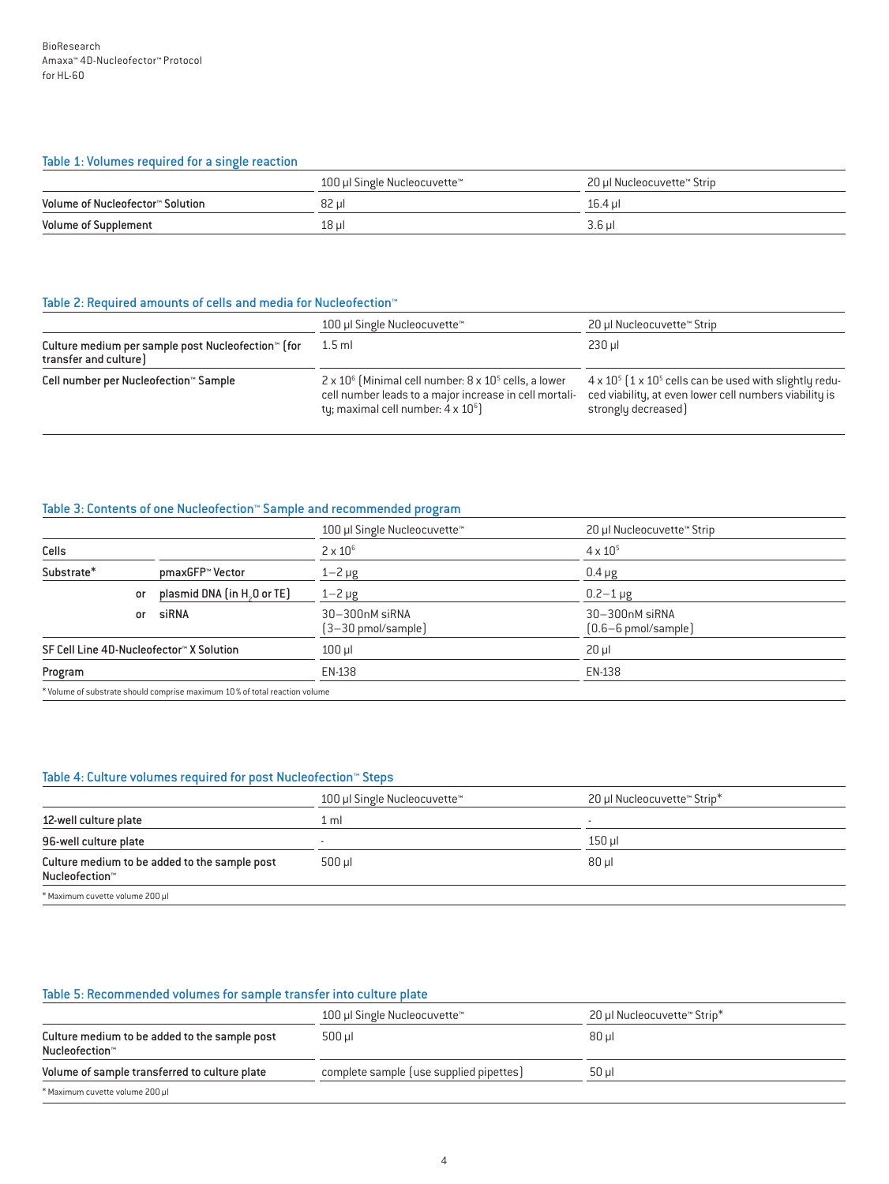### Table 1: Volumes required for a single reaction

| | 100 µl Single Nucleocuvette™ | 20 µl Nucleocuvette™ Strip |
|---|---|---|
| Volume of Nucleofector™ Solution | 82 µl | 16.4 µl |
| Volume of Supplement | 18 µl | 3.6 µl |

### Table 2: Required amounts of cells and media for Nucleofection™

| | 100 µl Single Nucleocuvette™ | 20 µl Nucleocuvette™ Strip |
|---|---|---|
| Culture medium per sample post Nucleofection™ (for transfer and culture) | 1.5 ml | 230 µl |
| Cell number per Nucleofection™ Sample | $2 \times 10^6$ (Minimal cell number: $8 \times 10^5$ cells, a lower cell number leads to a major increase in cell mortality; maximal cell number: $4 \times 10^6$) | $4 \times 10^5$ ($1 \times 10^5$ cells can be used with slightly reduced viability, at even lower cell numbers viability is strongly decreased) |

### Table 3: Contents of one Nucleofection™ Sample and recommended program

| | | 100 µl Single Nucleocuvette™ | 20 µl Nucleocuvette™ Strip |
|---|---|---|---|
| Cells | | $2 \times 10^6$ | $4 \times 10^5$ |
| Substrate* | pmaxGFP™ Vector | 1–2 µg | 0.4 µg |
| or | plasmid DNA (in $H_2O$ or TE) | 1–2 µg | 0.2–1 µg |
| or | siRNA | 30–300nM siRNA (3–30 pmol/sample) | 30–300nM siRNA (0.6–6 pmol/sample) |
| SF Cell Line 4D-Nucleofector™ X Solution | | 100 µl | 20 µl |
| Program | | EN-138 | EN-138 |

* Volume of substrate should comprise maximum 10 % of total reaction volume

### Table 4: Culture volumes required for post Nucleofection™ Steps

| | 100 µl Single Nucleocuvette™ | 20 µl Nucleocuvette™ Strip* |
|---|---|---|
| 12-well culture plate | 1 ml | - |
| 96-well culture plate | - | 150 µl |
| Culture medium to be added to the sample post Nucleofection™ | 500 µl | 80 µl |

* Maximum cuvette volume 200 µl

### Table 5: Recommended volumes for sample transfer into culture plate

| | 100 µl Single Nucleocuvette™ | 20 µl Nucleocuvette™ Strip* |
|---|---|---|
| Culture medium to be added to the sample post Nucleofection™ | 500 µl | 80 µl |
| Volume of sample transferred to culture plate | complete sample (use supplied pipettes) | 50 µl |

* Maximum cuvette volume 200 µl